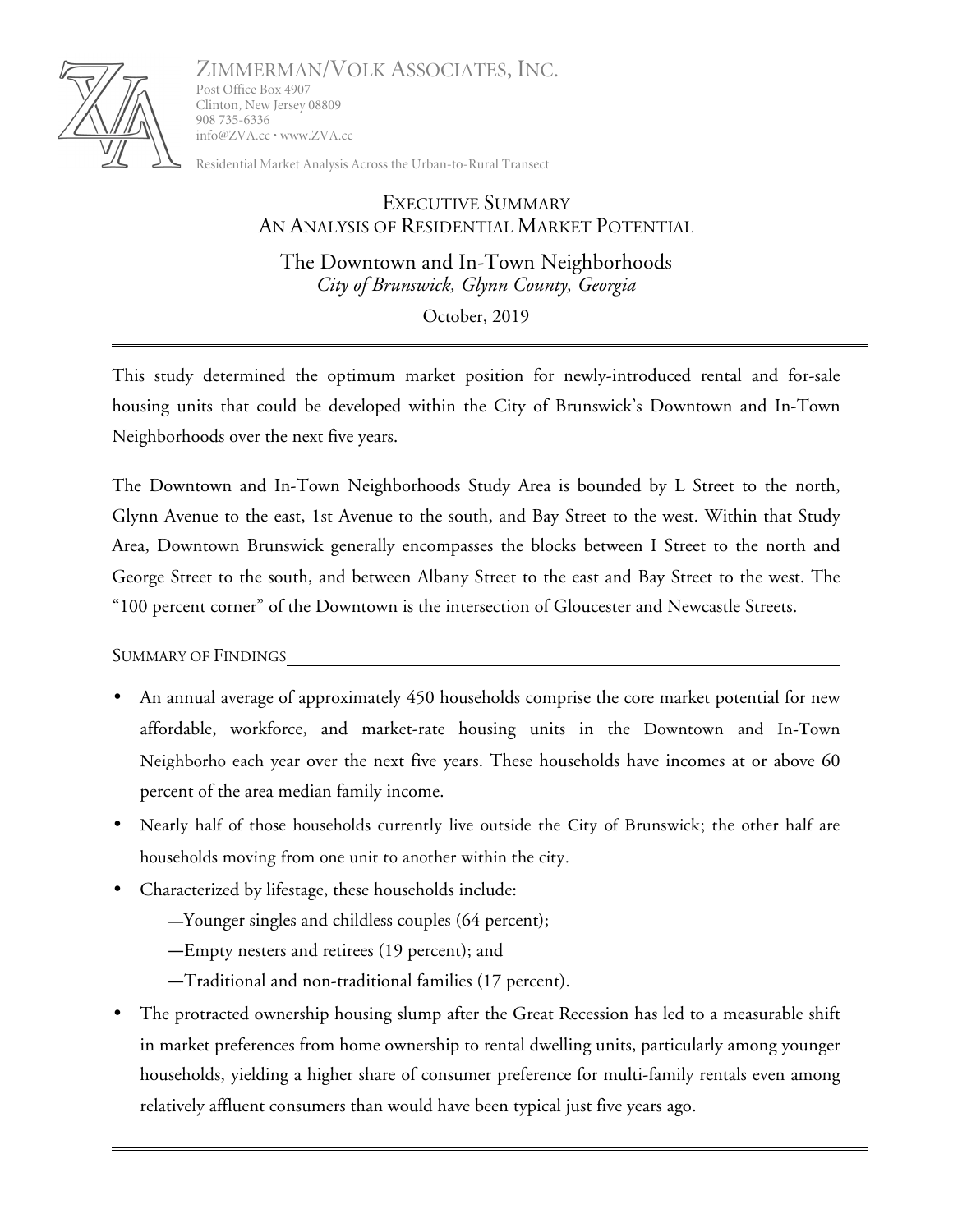ZIMMERMAN/VOLK ASSOCIATES, INC.
Post Office Box 4907
Clinton, New Jersey 08809
908 735-6336
info@ZVA.cc • www.ZVA.cc

Residential Market Analysis Across the Urban-to-Rural Transect

# EXECUTIVE SUMMARY
## AN ANALYSIS OF RESIDENTIAL MARKET POTENTIAL

## The Downtown and In-Town Neighborhoods
*City of Brunswick, Glynn County, Georgia*

October, 2019

---

This study determined the optimum market position for newly-introduced rental and for-sale housing units that could be developed within the City of Brunswick's Downtown and In-Town Neighborhoods over the next five years.

The Downtown and In-Town Neighborhoods Study Area is bounded by L Street to the north, Glynn Avenue to the east, 1st Avenue to the south, and Bay Street to the west. Within that Study Area, Downtown Brunswick generally encompasses the blocks between I Street to the north and George Street to the south, and between Albany Street to the east and Bay Street to the west. The "100 percent corner" of the Downtown is the intersection of Gloucester and Newcastle Streets.

### SUMMARY OF FINDINGS

- An annual average of approximately 450 households comprise the core market potential for new affordable, workforce, and market-rate housing units in the Downtown and In-Town Neighborho each year over the next five years. These households have incomes at or above 60 percent of the area median family income.
- Nearly half of those households currently live outside the City of Brunswick; the other half are households moving from one unit to another within the city.
- Characterized by lifestage, these households include:
  - —Younger singles and childless couples (64 percent);
  - —Empty nesters and retirees (19 percent); and
  - —Traditional and non-traditional families (17 percent).
- The protracted ownership housing slump after the Great Recession has led to a measurable shift in market preferences from home ownership to rental dwelling units, particularly among younger households, yielding a higher share of consumer preference for multi-family rentals even among relatively affluent consumers than would have been typical just five years ago.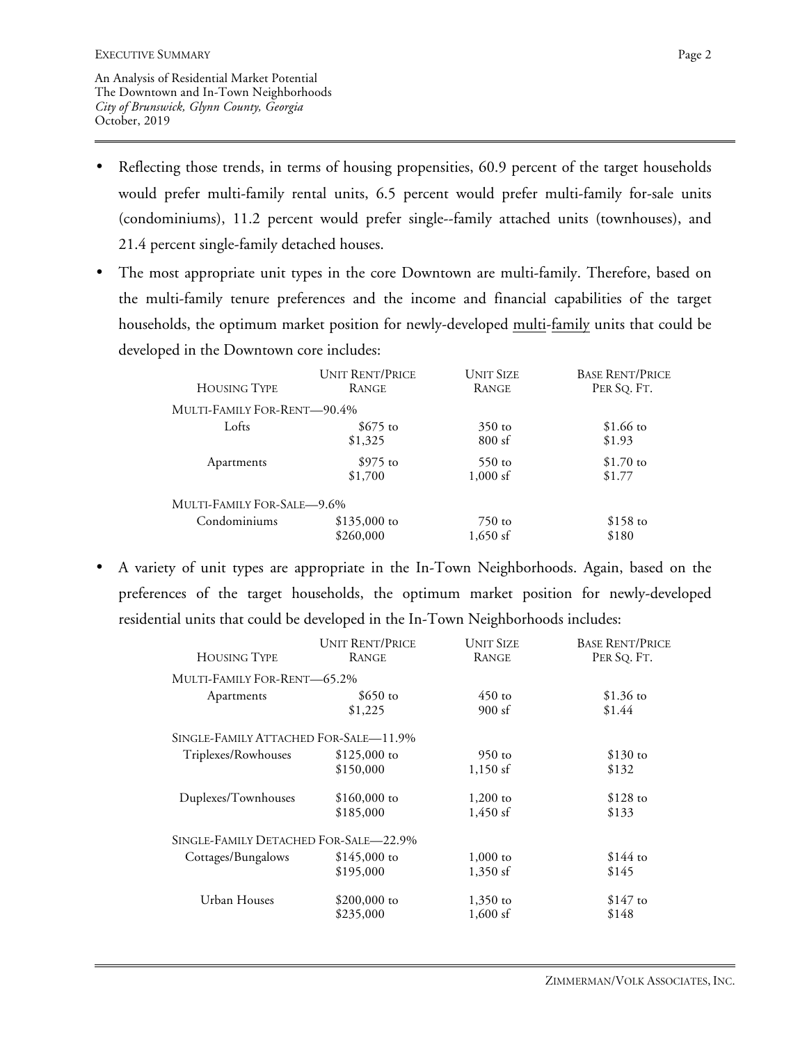- Reflecting those trends, in terms of housing propensities, 60.9 percent of the target households would prefer multi-family rental units, 6.5 percent would prefer multi-family for-sale units (condominiums), 11.2 percent would prefer single--family attached units (townhouses), and 21.4 percent single-family detached houses.

- The most appropriate unit types in the core Downtown are multi-family. Therefore, based on the multi-family tenure preferences and the income and financial capabilities of the target households, the optimum market position for newly-developed <u>multi-family</u> units that could be developed in the Downtown core includes:

| Housing Type | Unit Rent/Price Range | Unit Size Range | Base Rent/Price Per Sq. Ft. |
|---|---|---|---|
| Multi-Family For-Rent—90.4% | | | |
| Lofts | \$675 to \$1,325 | 350 to 800 sf | \$1.66 to \$1.93 |
| Apartments | \$975 to \$1,700 | 550 to 1,000 sf | \$1.70 to \$1.77 |
| Multi-Family For-Sale—9.6% | | | |
| Condominiums | \$135,000 to \$260,000 | 750 to 1,650 sf | \$158 to \$180 |

- A variety of unit types are appropriate in the In-Town Neighborhoods. Again, based on the preferences of the target households, the optimum market position for newly-developed residential units that could be developed in the In-Town Neighborhoods includes:

| Housing Type | Unit Rent/Price Range | Unit Size Range | Base Rent/Price Per Sq. Ft. |
|---|---|---|---|
| Multi-Family For-Rent—65.2% | | | |
| Apartments | \$650 to \$1,225 | 450 to 900 sf | \$1.36 to \$1.44 |
| Single-Family Attached For-Sale—11.9% | | | |
| Triplexes/Rowhouses | \$125,000 to \$150,000 | 950 to 1,150 sf | \$130 to \$132 |
| Duplexes/Townhouses | \$160,000 to \$185,000 | 1,200 to 1,450 sf | \$128 to \$133 |
| Single-Family Detached For-Sale—22.9% | | | |
| Cottages/Bungalows | \$145,000 to \$195,000 | 1,000 to 1,350 sf | \$144 to \$145 |
| Urban Houses | \$200,000 to \$235,000 | 1,350 to 1,600 sf | \$147 to \$148 |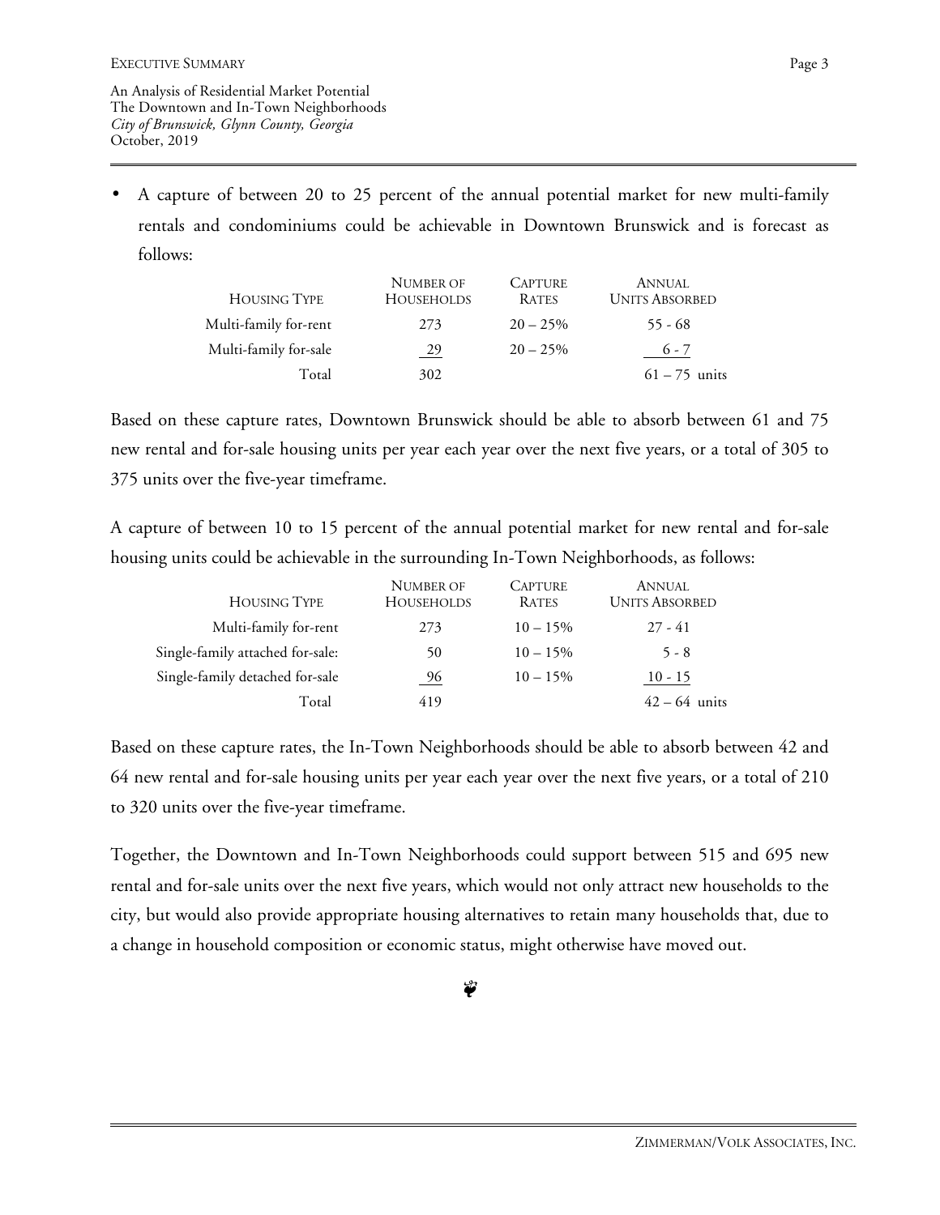- A capture of between 20 to 25 percent of the annual potential market for new multi-family rentals and condominiums could be achievable in Downtown Brunswick and is forecast as follows:

| Housing Type | Number of Households | Capture Rates | Annual Units Absorbed |
|---|---|---|---|
| Multi-family for-rent | 273 | 20 – 25% | 55 - 68 |
| Multi-family for-sale | 29 | 20 – 25% | 6 - 7 |
| Total | 302 | | 61 – 75 units |

Based on these capture rates, Downtown Brunswick should be able to absorb between 61 and 75 new rental and for-sale housing units per year each year over the next five years, or a total of 305 to 375 units over the five-year timeframe.

A capture of between 10 to 15 percent of the annual potential market for new rental and for-sale housing units could be achievable in the surrounding In-Town Neighborhoods, as follows:

| Housing Type | Number of Households | Capture Rates | Annual Units Absorbed |
|---|---|---|---|
| Multi-family for-rent | 273 | 10 – 15% | 27 - 41 |
| Single-family attached for-sale: | 50 | 10 – 15% | 5 - 8 |
| Single-family detached for-sale | 96 | 10 – 15% | 10 - 15 |
| Total | 419 | | 42 – 64 units |

Based on these capture rates, the In-Town Neighborhoods should be able to absorb between 42 and 64 new rental and for-sale housing units per year each year over the next five years, or a total of 210 to 320 units over the five-year timeframe.

Together, the Downtown and In-Town Neighborhoods could support between 515 and 695 new rental and for-sale units over the next five years, which would not only attract new households to the city, but would also provide appropriate housing alternatives to retain many households that, due to a change in household composition or economic status, might otherwise have moved out.